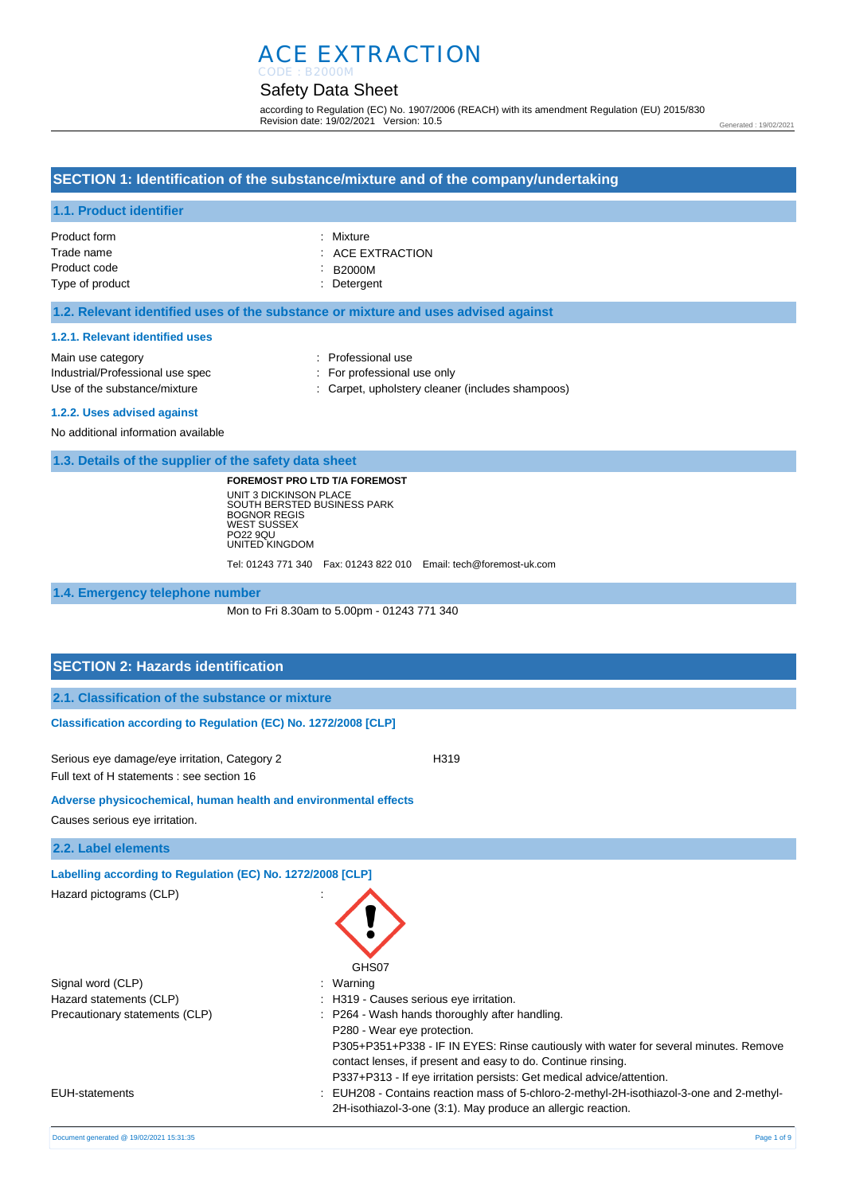# ACE EXTRACTION

CODE : B2000M

## Safety Data Sheet

according to Regulation (EC) No. 1907/2006 (REACH) with its amendment Regulation (EU) 2015/830
Revision date: 19/02/2021 Version: 10.5

Generated : 19/02/2021

## SECTION 1: Identification of the substance/mixture and of the company/undertaking

### 1.1. Product identifier

| | |
|---|---|
| Product form | : Mixture |
| Trade name | : ACE EXTRACTION |
| Product code | : B2000M |
| Type of product | : Detergent |

### 1.2. Relevant identified uses of the substance or mixture and uses advised against

#### 1.2.1. Relevant identified uses

| | |
|---|---|
| Main use category | : Professional use |
| Industrial/Professional use spec | : For professional use only |
| Use of the substance/mixture | : Carpet, upholstery cleaner (includes shampoos) |

#### 1.2.2. Uses advised against

No additional information available

### 1.3. Details of the supplier of the safety data sheet

**FOREMOST PRO LTD T/A FOREMOST**
UNIT 3 DICKINSON PLACE
SOUTH BERSTED BUSINESS PARK
BOGNOR REGIS
WEST SUSSEX
PO22 9QU
UNITED KINGDOM

Tel: 01243 771 340 Fax: 01243 822 010 Email: tech@foremost-uk.com

### 1.4. Emergency telephone number

Mon to Fri 8.30am to 5.00pm - 01243 771 340

## SECTION 2: Hazards identification

### 2.1. Classification of the substance or mixture

#### Classification according to Regulation (EC) No. 1272/2008 [CLP]

Serious eye damage/eye irritation, Category 2 H319

Full text of H statements : see section 16

#### Adverse physicochemical, human health and environmental effects

Causes serious eye irritation.

### 2.2. Label elements

#### Labelling according to Regulation (EC) No. 1272/2008 [CLP]

Hazard pictograms (CLP) :

GHS07

| | |
|---|---|
| Signal word (CLP) | : Warning |
| Hazard statements (CLP) | : H319 - Causes serious eye irritation. |
| Precautionary statements (CLP) | : P264 - Wash hands thoroughly after handling.<br>P280 - Wear eye protection.<br>P305+P351+P338 - IF IN EYES: Rinse cautiously with water for several minutes. Remove contact lenses, if present and easy to do. Continue rinsing.<br>P337+P313 - If eye irritation persists: Get medical advice/attention. |
| EUH-statements | : EUH208 - Contains reaction mass of 5-chloro-2-methyl-2H-isothiazol-3-one and 2-methyl-2H-isothiazol-3-one (3:1). May produce an allergic reaction. |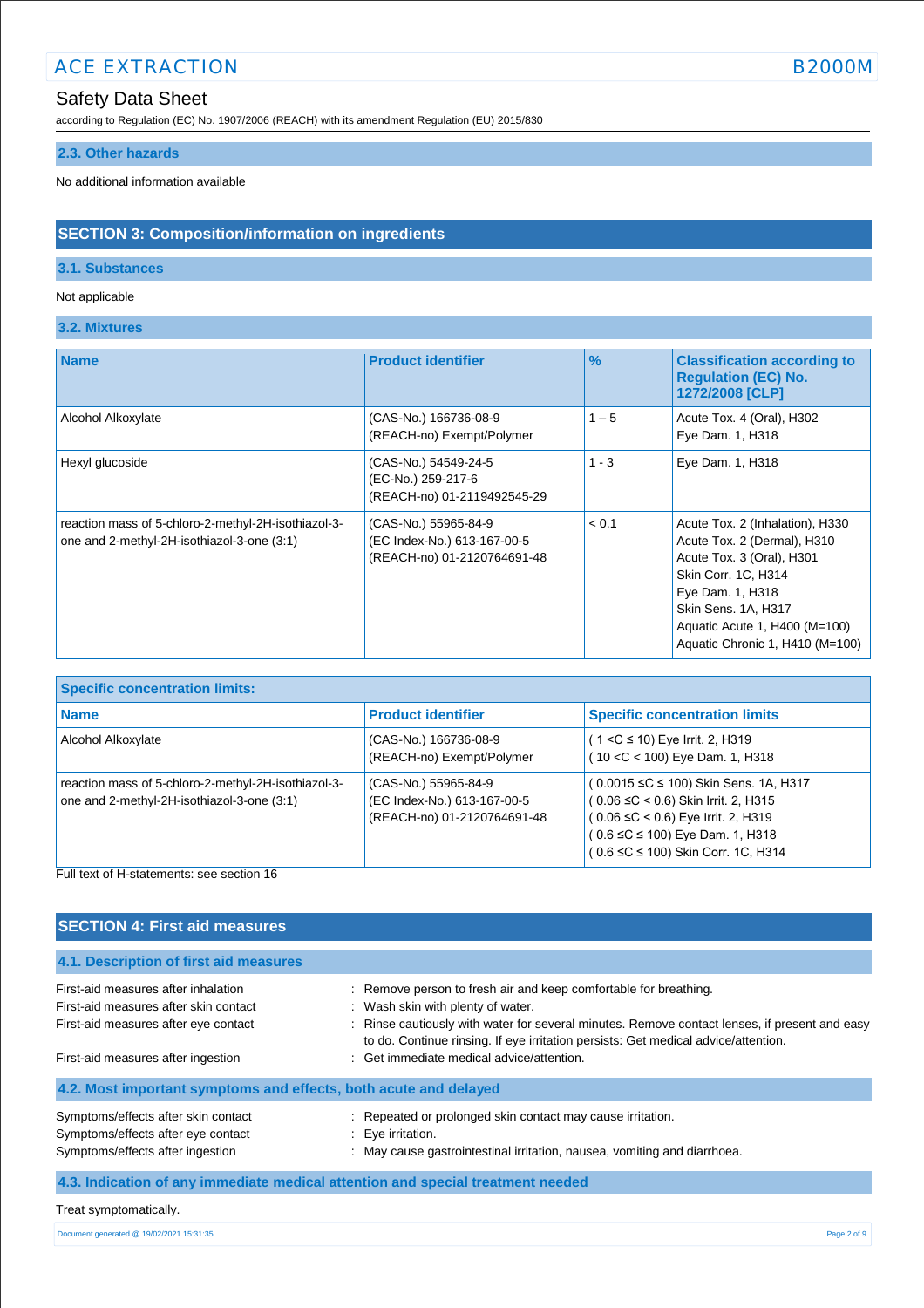### 2.3. Other hazards

No additional information available

## SECTION 3: Composition/information on ingredients

### 3.1. Substances

Not applicable

### 3.2. Mixtures

| Name | Product identifier | % | Classification according to Regulation (EC) No. 1272/2008 [CLP] |
|---|---|---|---|
| Alcohol Alkoxylate | (CAS-No.) 166736-08-9<br>(REACH-no) Exempt/Polymer | 1 – 5 | Acute Tox. 4 (Oral), H302<br>Eye Dam. 1, H318 |
| Hexyl glucoside | (CAS-No.) 54549-24-5<br>(EC-No.) 259-217-6<br>(REACH-no) 01-2119492545-29 | 1 - 3 | Eye Dam. 1, H318 |
| reaction mass of 5-chloro-2-methyl-2H-isothiazol-3-one and 2-methyl-2H-isothiazol-3-one (3:1) | (CAS-No.) 55965-84-9<br>(EC Index-No.) 613-167-00-5<br>(REACH-no) 01-2120764691-48 | < 0.1 | Acute Tox. 2 (Inhalation), H330<br>Acute Tox. 2 (Dermal), H310<br>Acute Tox. 3 (Oral), H301<br>Skin Corr. 1C, H314<br>Eye Dam. 1, H318<br>Skin Sens. 1A, H317<br>Aquatic Acute 1, H400 (M=100)<br>Aquatic Chronic 1, H410 (M=100) |

| Specific concentration limits: | | |
|---|---|---|
| **Name** | **Product identifier** | **Specific concentration limits** |
| Alcohol Alkoxylate | (CAS-No.) 166736-08-9<br>(REACH-no) Exempt/Polymer | ( 1 <C ≤ 10) Eye Irrit. 2, H319<br>( 10 <C < 100) Eye Dam. 1, H318 |
| reaction mass of 5-chloro-2-methyl-2H-isothiazol-3-one and 2-methyl-2H-isothiazol-3-one (3:1) | (CAS-No.) 55965-84-9<br>(EC Index-No.) 613-167-00-5<br>(REACH-no) 01-2120764691-48 | ( 0.0015 ≤C ≤ 100) Skin Sens. 1A, H317<br>( 0.06 ≤C < 0.6) Skin Irrit. 2, H315<br>( 0.06 ≤C < 0.6) Eye Irrit. 2, H319<br>( 0.6 ≤C ≤ 100) Eye Dam. 1, H318<br>( 0.6 ≤C ≤ 100) Skin Corr. 1C, H314 |

Full text of H-statements: see section 16

## SECTION 4: First aid measures

### 4.1. Description of first aid measures

First-aid measures after inhalation : Remove person to fresh air and keep comfortable for breathing.

First-aid measures after skin contact : Wash skin with plenty of water.

First-aid measures after eye contact : Rinse cautiously with water for several minutes. Remove contact lenses, if present and easy to do. Continue rinsing. If eye irritation persists: Get medical advice/attention.

First-aid measures after ingestion : Get immediate medical advice/attention.

### 4.2. Most important symptoms and effects, both acute and delayed

Symptoms/effects after skin contact : Repeated or prolonged skin contact may cause irritation.

Symptoms/effects after eye contact : Eye irritation.

Symptoms/effects after ingestion : May cause gastrointestinal irritation, nausea, vomiting and diarrhoea.

### 4.3. Indication of any immediate medical attention and special treatment needed

Treat symptomatically.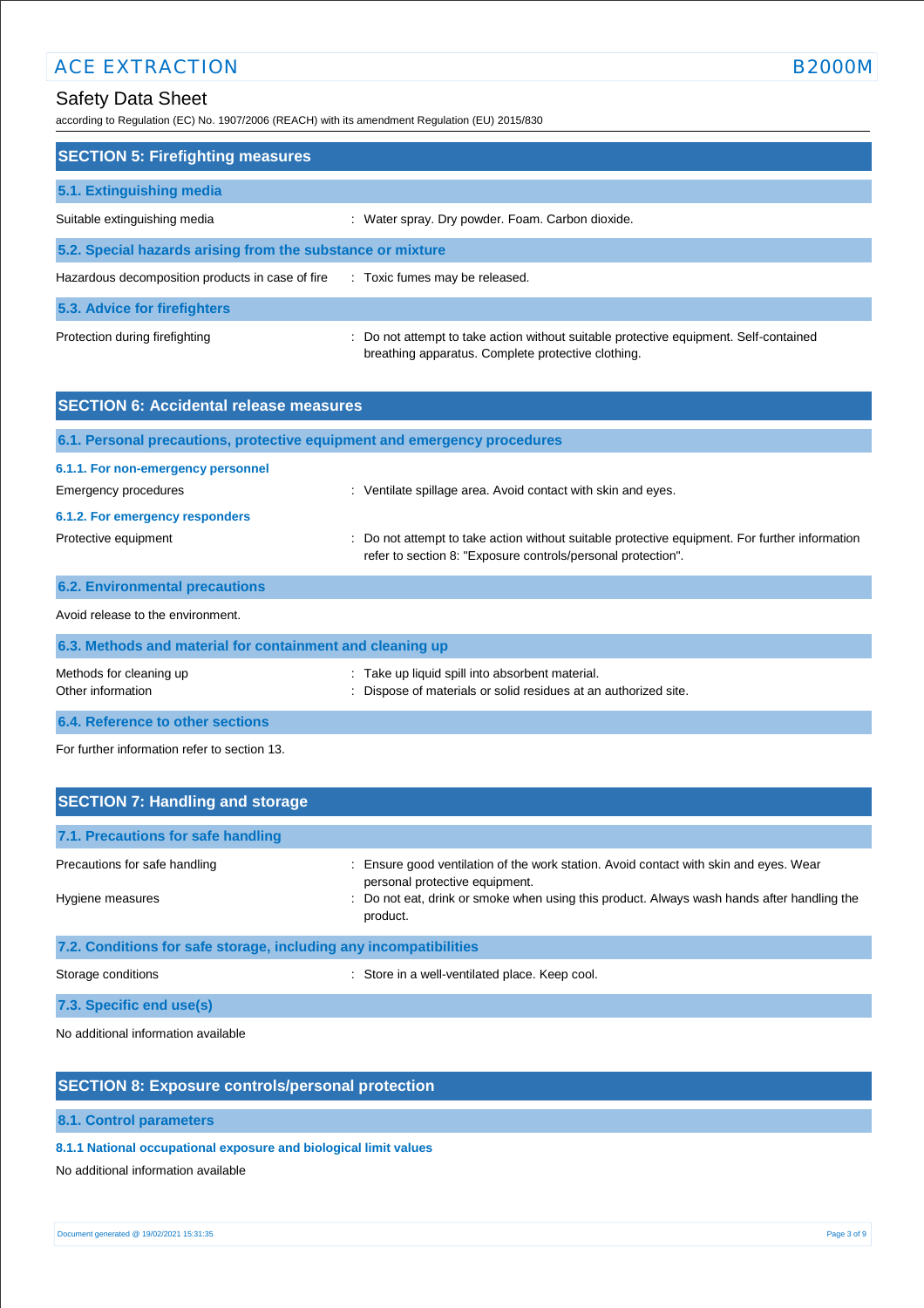## SECTION 5: Firefighting measures

### 5.1. Extinguishing media

Suitable extinguishing media : Water spray. Dry powder. Foam. Carbon dioxide.

### 5.2. Special hazards arising from the substance or mixture

Hazardous decomposition products in case of fire : Toxic fumes may be released.

### 5.3. Advice for firefighters

Protection during firefighting : Do not attempt to take action without suitable protective equipment. Self-contained breathing apparatus. Complete protective clothing.

## SECTION 6: Accidental release measures

### 6.1. Personal precautions, protective equipment and emergency procedures

#### 6.1.1. For non-emergency personnel

Emergency procedures : Ventilate spillage area. Avoid contact with skin and eyes.

#### 6.1.2. For emergency responders

Protective equipment : Do not attempt to take action without suitable protective equipment. For further information refer to section 8: "Exposure controls/personal protection".

### 6.2. Environmental precautions

Avoid release to the environment.

### 6.3. Methods and material for containment and cleaning up

Methods for cleaning up : Take up liquid spill into absorbent material.

Other information : Dispose of materials or solid residues at an authorized site.

### 6.4. Reference to other sections

For further information refer to section 13.

## SECTION 7: Handling and storage

### 7.1. Precautions for safe handling

Precautions for safe handling : Ensure good ventilation of the work station. Avoid contact with skin and eyes. Wear personal protective equipment.

Hygiene measures : Do not eat, drink or smoke when using this product. Always wash hands after handling the product.

### 7.2. Conditions for safe storage, including any incompatibilities

Storage conditions : Store in a well-ventilated place. Keep cool.

### 7.3. Specific end use(s)

No additional information available

## SECTION 8: Exposure controls/personal protection

### 8.1. Control parameters

#### 8.1.1 National occupational exposure and biological limit values

No additional information available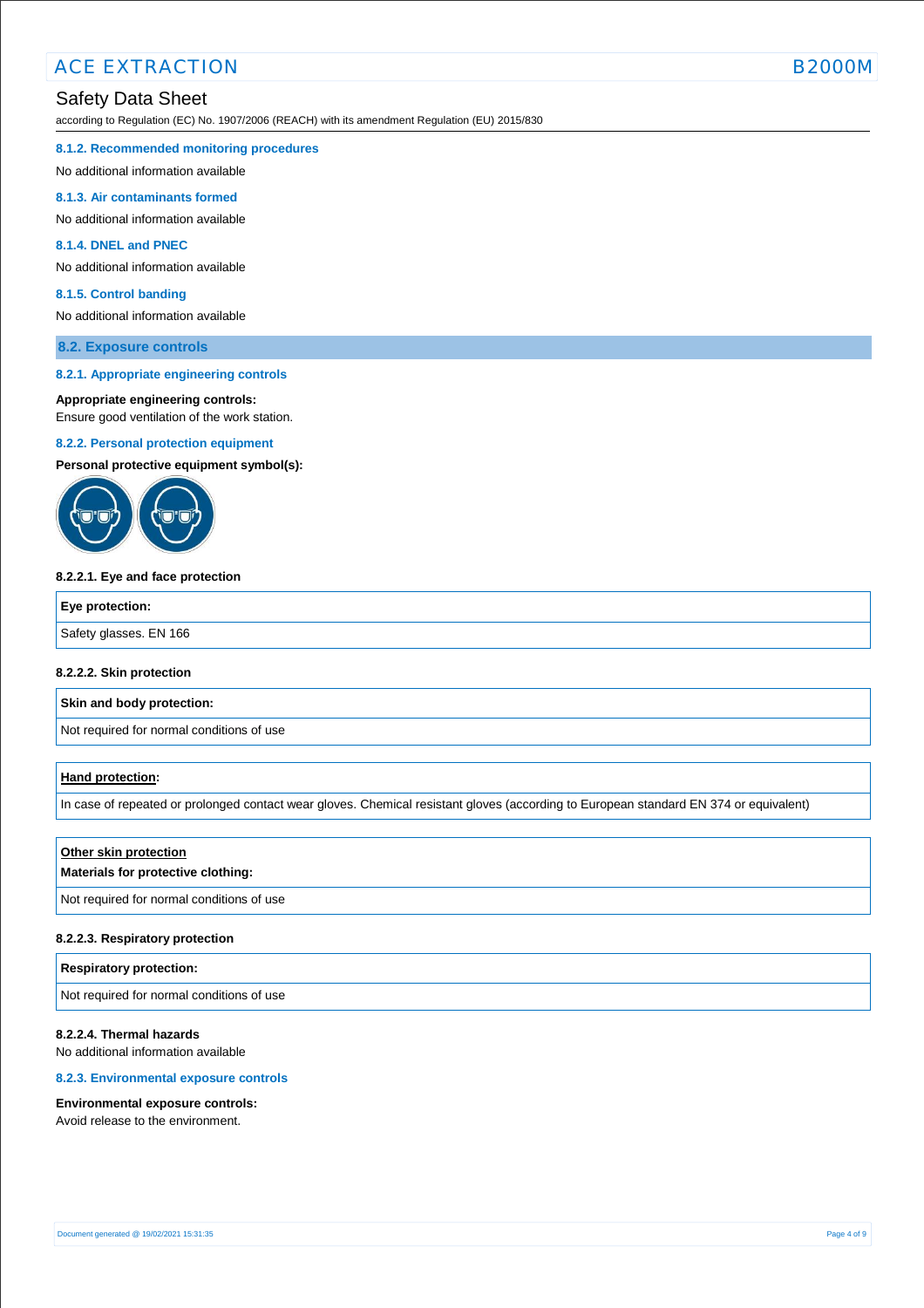#### 8.1.2. Recommended monitoring procedures

No additional information available

#### 8.1.3. Air contaminants formed

No additional information available

#### 8.1.4. DNEL and PNEC

No additional information available

#### 8.1.5. Control banding

No additional information available

### 8.2. Exposure controls

#### 8.2.1. Appropriate engineering controls

**Appropriate engineering controls:**
Ensure good ventilation of the work station.

#### 8.2.2. Personal protection equipment

**Personal protective equipment symbol(s):**

**8.2.2.1. Eye and face protection**

| Eye protection: |
|---|
| Safety glasses. EN 166 |

**8.2.2.2. Skin protection**

| Skin and body protection: |
|---|
| Not required for normal conditions of use |

| **Hand protection**: |
|---|
| In case of repeated or prolonged contact wear gloves. Chemical resistant gloves (according to European standard EN 374 or equivalent) |

| **Other skin protection** **Materials for protective clothing:** |
|---|
| Not required for normal conditions of use |

**8.2.2.3. Respiratory protection**

| Respiratory protection: |
|---|
| Not required for normal conditions of use |

**8.2.2.4. Thermal hazards**
No additional information available

#### 8.2.3. Environmental exposure controls

**Environmental exposure controls:**
Avoid release to the environment.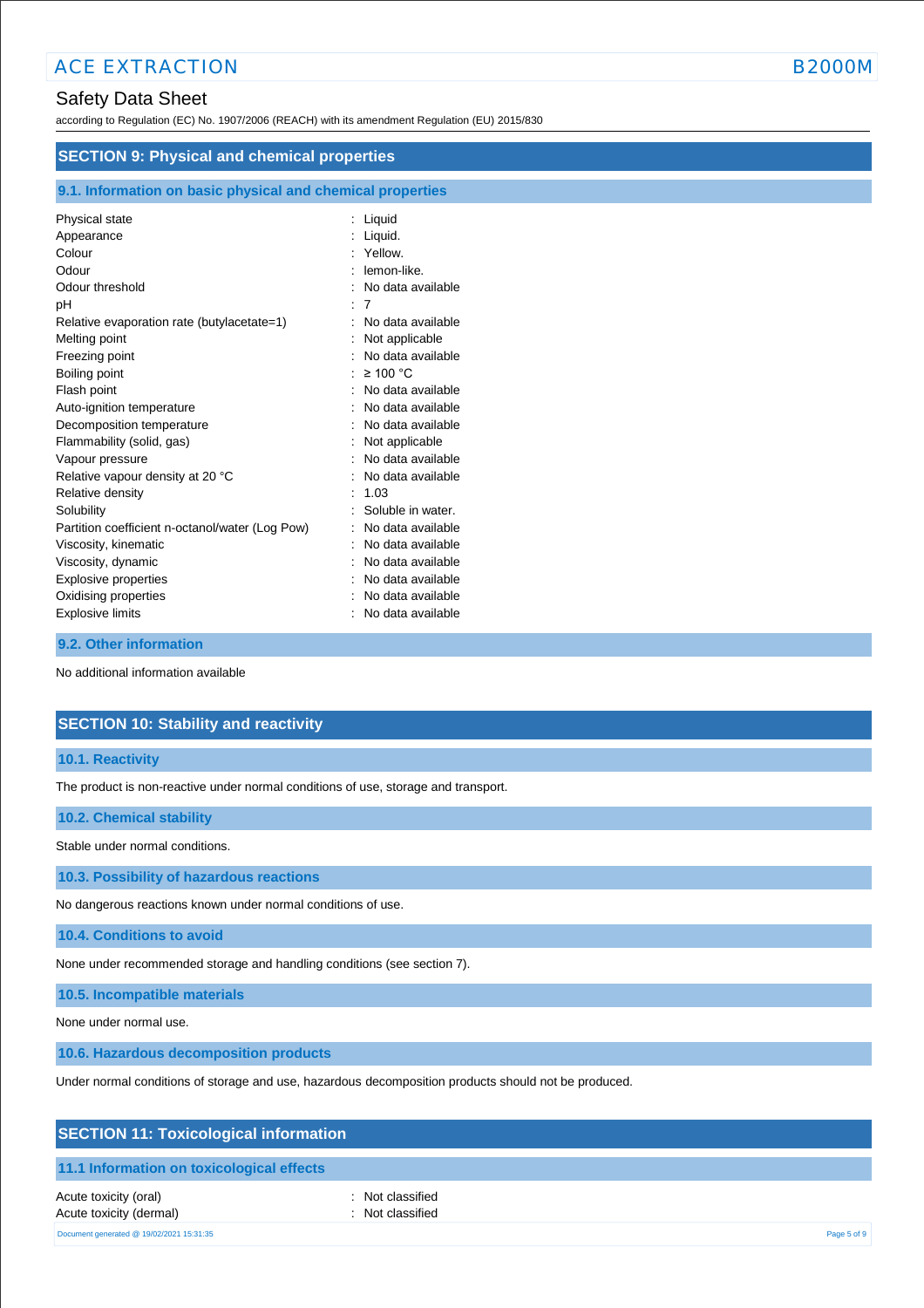## SECTION 9: Physical and chemical properties

### 9.1. Information on basic physical and chemical properties

| | |
|---|---|
| Physical state | : Liquid |
| Appearance | : Liquid. |
| Colour | : Yellow. |
| Odour | : lemon-like. |
| Odour threshold | : No data available |
| pH | : 7 |
| Relative evaporation rate (butylacetate=1) | : No data available |
| Melting point | : Not applicable |
| Freezing point | : No data available |
| Boiling point | : ≥ 100 °C |
| Flash point | : No data available |
| Auto-ignition temperature | : No data available |
| Decomposition temperature | : No data available |
| Flammability (solid, gas) | : Not applicable |
| Vapour pressure | : No data available |
| Relative vapour density at 20 °C | : No data available |
| Relative density | : 1.03 |
| Solubility | : Soluble in water. |
| Partition coefficient n-octanol/water (Log Pow) | : No data available |
| Viscosity, kinematic | : No data available |
| Viscosity, dynamic | : No data available |
| Explosive properties | : No data available |
| Oxidising properties | : No data available |
| Explosive limits | : No data available |

### 9.2. Other information

No additional information available

## SECTION 10: Stability and reactivity

### 10.1. Reactivity

The product is non-reactive under normal conditions of use, storage and transport.

### 10.2. Chemical stability

Stable under normal conditions.

### 10.3. Possibility of hazardous reactions

No dangerous reactions known under normal conditions of use.

### 10.4. Conditions to avoid

None under recommended storage and handling conditions (see section 7).

### 10.5. Incompatible materials

None under normal use.

### 10.6. Hazardous decomposition products

Under normal conditions of storage and use, hazardous decomposition products should not be produced.

## SECTION 11: Toxicological information

### 11.1 Information on toxicological effects

| | |
|---|---|
| Acute toxicity (oral) | : Not classified |
| Acute toxicity (dermal) | : Not classified |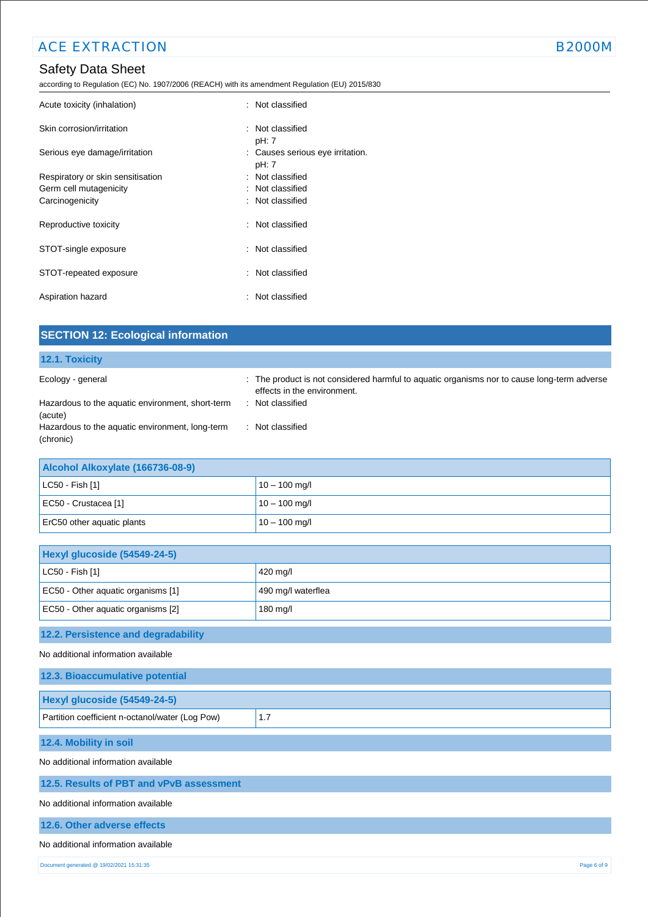| | |
|---|---|
| Acute toxicity (inhalation) | : Not classified |
| Skin corrosion/irritation | : Not classified<br>pH: 7 |
| Serious eye damage/irritation | : Causes serious eye irritation.<br>pH: 7 |
| Respiratory or skin sensitisation | : Not classified |
| Germ cell mutagenicity | : Not classified |
| Carcinogenicity | : Not classified |
| Reproductive toxicity | : Not classified |
| STOT-single exposure | : Not classified |
| STOT-repeated exposure | : Not classified |
| Aspiration hazard | : Not classified |

## SECTION 12: Ecological information

### 12.1. Toxicity

| | |
|---|---|
| Ecology - general | : The product is not considered harmful to aquatic organisms nor to cause long-term adverse effects in the environment. |
| Hazardous to the aquatic environment, short-term (acute) | : Not classified |
| Hazardous to the aquatic environment, long-term (chronic) | : Not classified |

| Alcohol Alkoxylate (166736-08-9) | |
|---|---|
| LC50 - Fish [1] | 10 – 100 mg/l |
| EC50 - Crustacea [1] | 10 – 100 mg/l |
| ErC50 other aquatic plants | 10 – 100 mg/l |

| Hexyl glucoside (54549-24-5) | |
|---|---|
| LC50 - Fish [1] | 420 mg/l |
| EC50 - Other aquatic organisms [1] | 490 mg/l waterflea |
| EC50 - Other aquatic organisms [2] | 180 mg/l |

### 12.2. Persistence and degradability

No additional information available

### 12.3. Bioaccumulative potential

| Hexyl glucoside (54549-24-5) | |
|---|---|
| Partition coefficient n-octanol/water (Log Pow) | 1.7 |

### 12.4. Mobility in soil

No additional information available

### 12.5. Results of PBT and vPvB assessment

No additional information available

### 12.6. Other adverse effects

No additional information available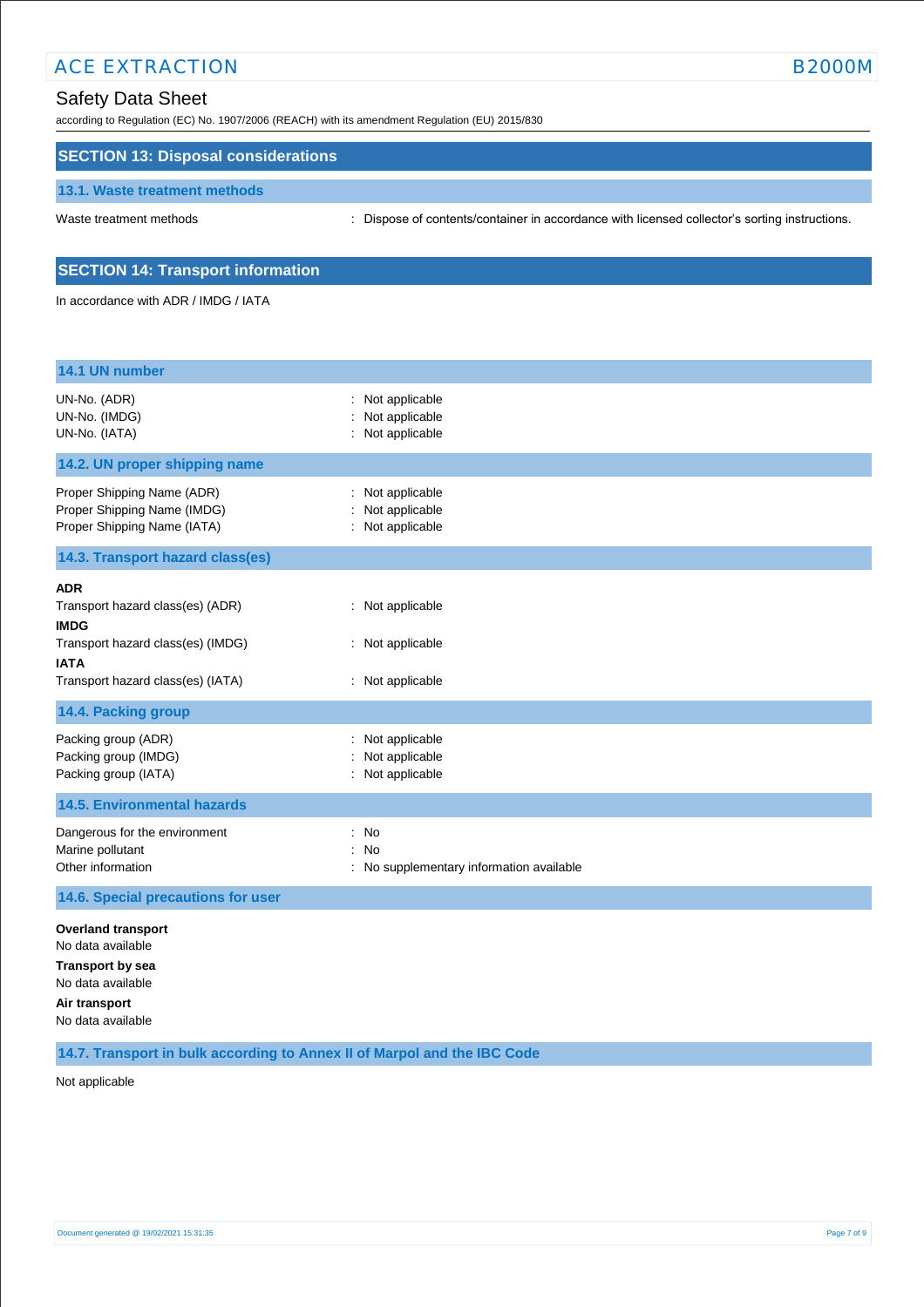## SECTION 13: Disposal considerations

### 13.1. Waste treatment methods

| | |
|---|---|
| Waste treatment methods | : Dispose of contents/container in accordance with licensed collector's sorting instructions. |

## SECTION 14: Transport information

In accordance with ADR / IMDG / IATA

### 14.1 UN number

| | |
|---|---|
| UN-No. (ADR) | : Not applicable |
| UN-No. (IMDG) | : Not applicable |
| UN-No. (IATA) | : Not applicable |

### 14.2. UN proper shipping name

| | |
|---|---|
| Proper Shipping Name (ADR) | : Not applicable |
| Proper Shipping Name (IMDG) | : Not applicable |
| Proper Shipping Name (IATA) | : Not applicable |

### 14.3. Transport hazard class(es)

**ADR**

| | |
|---|---|
| Transport hazard class(es) (ADR) | : Not applicable |

**IMDG**

| | |
|---|---|
| Transport hazard class(es) (IMDG) | : Not applicable |

**IATA**

| | |
|---|---|
| Transport hazard class(es) (IATA) | : Not applicable |

### 14.4. Packing group

| | |
|---|---|
| Packing group (ADR) | : Not applicable |
| Packing group (IMDG) | : Not applicable |
| Packing group (IATA) | : Not applicable |

### 14.5. Environmental hazards

| | |
|---|---|
| Dangerous for the environment | : No |
| Marine pollutant | : No |
| Other information | : No supplementary information available |

### 14.6. Special precautions for user

**Overland transport**

No data available

**Transport by sea**

No data available

**Air transport**

No data available

### 14.7. Transport in bulk according to Annex II of Marpol and the IBC Code

Not applicable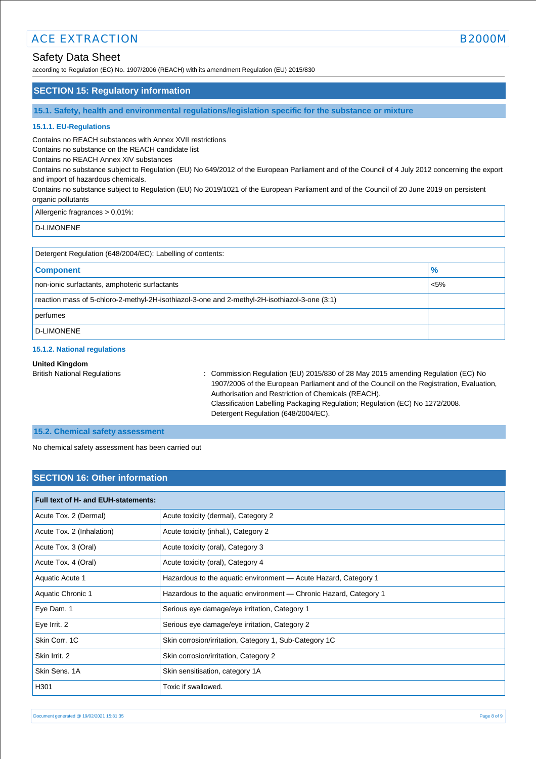## SECTION 15: Regulatory information

### 15.1. Safety, health and environmental regulations/legislation specific for the substance or mixture

#### 15.1.1. EU-Regulations

Contains no REACH substances with Annex XVII restrictions
Contains no substance on the REACH candidate list
Contains no REACH Annex XIV substances
Contains no substance subject to Regulation (EU) No 649/2012 of the European Parliament and of the Council of 4 July 2012 concerning the export and import of hazardous chemicals.
Contains no substance subject to Regulation (EU) No 2019/1021 of the European Parliament and of the Council of 20 June 2019 on persistent organic pollutants

| Allergenic fragrances > 0,01%: |
|---|
| D-LIMONENE |

| Detergent Regulation (648/2004/EC): Labelling of contents: | |
|---|---|
| **Component** | **%** |
| non-ionic surfactants, amphoteric surfactants | <5% |
| reaction mass of 5-chloro-2-methyl-2H-isothiazol-3-one and 2-methyl-2H-isothiazol-3-one (3:1) | |
| perfumes | |
| D-LIMONENE | |

#### 15.1.2. National regulations

**United Kingdom**

British National Regulations : Commission Regulation (EU) 2015/830 of 28 May 2015 amending Regulation (EC) No 1907/2006 of the European Parliament and of the Council on the Registration, Evaluation, Authorisation and Restriction of Chemicals (REACH).
Classification Labelling Packaging Regulation; Regulation (EC) No 1272/2008.
Detergent Regulation (648/2004/EC).

### 15.2. Chemical safety assessment

No chemical safety assessment has been carried out

## SECTION 16: Other information

| **Full text of H- and EUH-statements:** | |
|---|---|
| Acute Tox. 2 (Dermal) | Acute toxicity (dermal), Category 2 |
| Acute Tox. 2 (Inhalation) | Acute toxicity (inhal.), Category 2 |
| Acute Tox. 3 (Oral) | Acute toxicity (oral), Category 3 |
| Acute Tox. 4 (Oral) | Acute toxicity (oral), Category 4 |
| Aquatic Acute 1 | Hazardous to the aquatic environment — Acute Hazard, Category 1 |
| Aquatic Chronic 1 | Hazardous to the aquatic environment — Chronic Hazard, Category 1 |
| Eye Dam. 1 | Serious eye damage/eye irritation, Category 1 |
| Eye Irrit. 2 | Serious eye damage/eye irritation, Category 2 |
| Skin Corr. 1C | Skin corrosion/irritation, Category 1, Sub-Category 1C |
| Skin Irrit. 2 | Skin corrosion/irritation, Category 2 |
| Skin Sens. 1A | Skin sensitisation, category 1A |
| H301 | Toxic if swallowed. |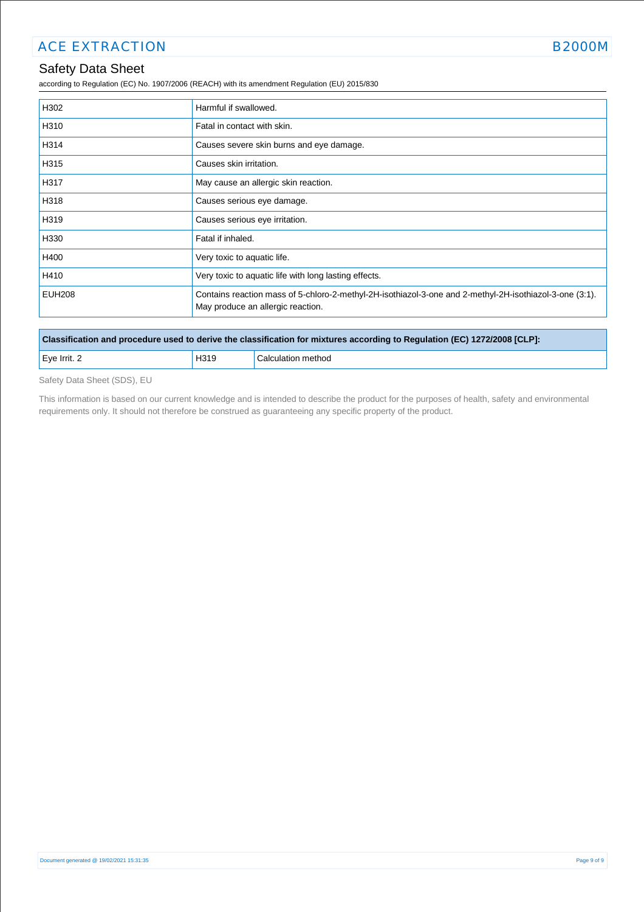| | |
|---|---|
| H302 | Harmful if swallowed. |
| H310 | Fatal in contact with skin. |
| H314 | Causes severe skin burns and eye damage. |
| H315 | Causes skin irritation. |
| H317 | May cause an allergic skin reaction. |
| H318 | Causes serious eye damage. |
| H319 | Causes serious eye irritation. |
| H330 | Fatal if inhaled. |
| H400 | Very toxic to aquatic life. |
| H410 | Very toxic to aquatic life with long lasting effects. |
| EUH208 | Contains reaction mass of 5-chloro-2-methyl-2H-isothiazol-3-one and 2-methyl-2H-isothiazol-3-one (3:1). May produce an allergic reaction. |

| Classification and procedure used to derive the classification for mixtures according to Regulation (EC) 1272/2008 [CLP]: | | |
|---|---|---|
| Eye Irrit. 2 | H319 | Calculation method |

Safety Data Sheet (SDS), EU

This information is based on our current knowledge and is intended to describe the product for the purposes of health, safety and environmental requirements only. It should not therefore be construed as guaranteeing any specific property of the product.